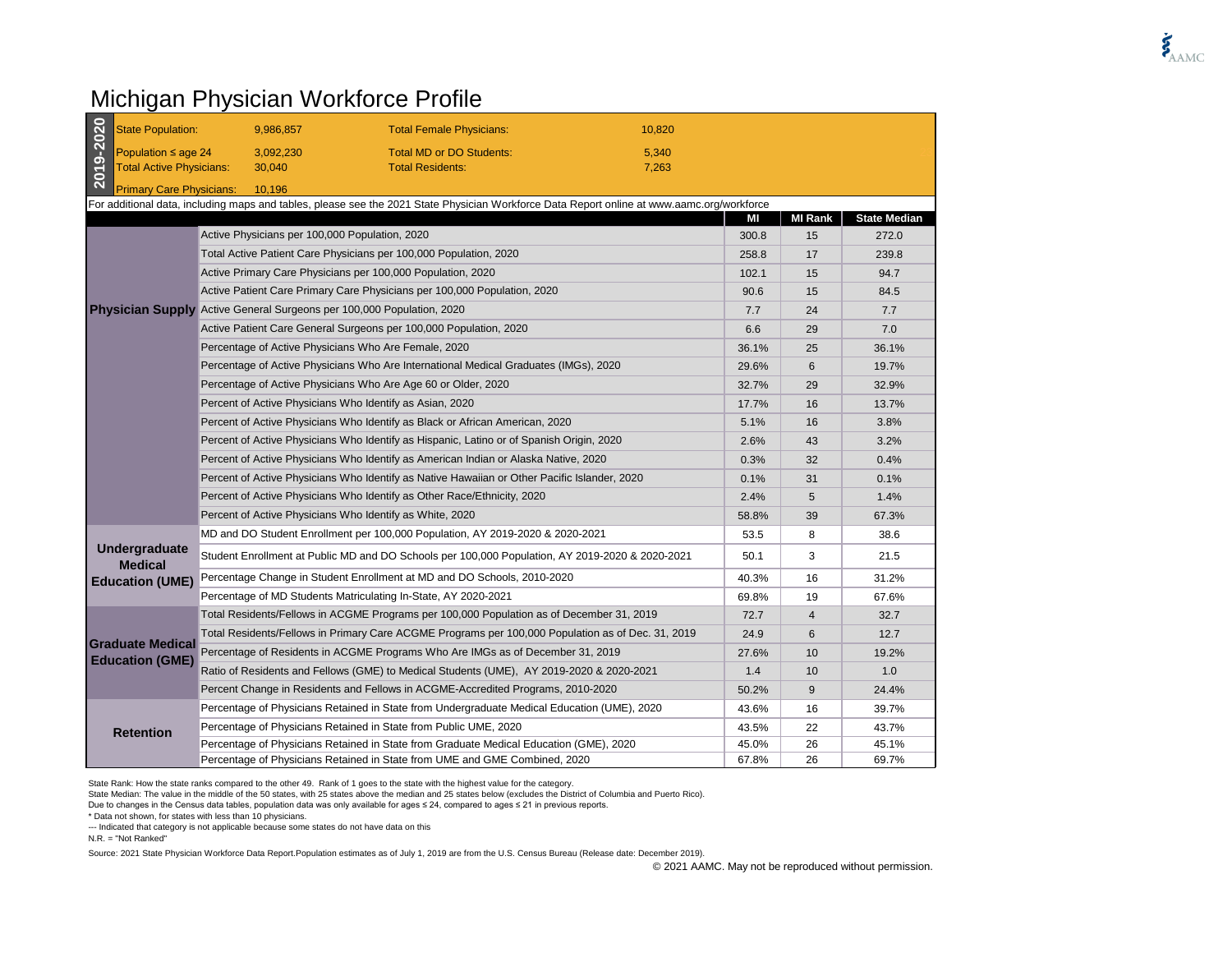# Michigan Physician Workforce Profile

**2019-2020**

| | | | |
|---|---|---|---|
| State Population: | 9,986,857 | Total Female Physicians: | 10,820 |
| Population ≤ age 24 | 3,092,230 | Total MD or DO Students: | 5,340 |
| Total Active Physicians: | 30,040 | Total Residents: | 7,263 |
| Primary Care Physicians: | 10,196 | | |

For additional data, including maps and tables, please see the 2021 State Physician Workforce Data Report online at www.aamc.org/workforce

| | | MI | MI Rank | State Median |
|---|---|---|---|---|
| **Physician Supply** | Active Physicians per 100,000 Population, 2020 | 300.8 | 15 | 272.0 |
| | Total Active Patient Care Physicians per 100,000 Population, 2020 | 258.8 | 17 | 239.8 |
| | Active Primary Care Physicians per 100,000 Population, 2020 | 102.1 | 15 | 94.7 |
| | Active Patient Care Primary Care Physicians per 100,000 Population, 2020 | 90.6 | 15 | 84.5 |
| | Active General Surgeons per 100,000 Population, 2020 | 7.7 | 24 | 7.7 |
| | Active Patient Care General Surgeons per 100,000 Population, 2020 | 6.6 | 29 | 7.0 |
| | Percentage of Active Physicians Who Are Female, 2020 | 36.1% | 25 | 36.1% |
| | Percentage of Active Physicians Who Are International Medical Graduates (IMGs), 2020 | 29.6% | 6 | 19.7% |
| | Percentage of Active Physicians Who Are Age 60 or Older, 2020 | 32.7% | 29 | 32.9% |
| | Percent of Active Physicians Who Identify as Asian, 2020 | 17.7% | 16 | 13.7% |
| | Percent of Active Physicians Who Identify as Black or African American, 2020 | 5.1% | 16 | 3.8% |
| | Percent of Active Physicians Who Identify as Hispanic, Latino or of Spanish Origin, 2020 | 2.6% | 43 | 3.2% |
| | Percent of Active Physicians Who Identify as American Indian or Alaska Native, 2020 | 0.3% | 32 | 0.4% |
| | Percent of Active Physicians Who Identify as Native Hawaiian or Other Pacific Islander, 2020 | 0.1% | 31 | 0.1% |
| | Percent of Active Physicians Who Identify as Other Race/Ethnicity, 2020 | 2.4% | 5 | 1.4% |
| | Percent of Active Physicians Who Identify as White, 2020 | 58.8% | 39 | 67.3% |
| **Undergraduate Medical Education (UME)** | MD and DO Student Enrollment per 100,000 Population, AY 2019-2020 & 2020-2021 | 53.5 | 8 | 38.6 |
| | Student Enrollment at Public MD and DO Schools per 100,000 Population, AY 2019-2020 & 2020-2021 | 50.1 | 3 | 21.5 |
| | Percentage Change in Student Enrollment at MD and DO Schools, 2010-2020 | 40.3% | 16 | 31.2% |
| | Percentage of MD Students Matriculating In-State, AY 2020-2021 | 69.8% | 19 | 67.6% |
| **Graduate Medical Education (GME)** | Total Residents/Fellows in ACGME Programs per 100,000 Population as of December 31, 2019 | 72.7 | 4 | 32.7 |
| | Total Residents/Fellows in Primary Care ACGME Programs per 100,000 Population as of Dec. 31, 2019 | 24.9 | 6 | 12.7 |
| | Percentage of Residents in ACGME Programs Who Are IMGs as of December 31, 2019 | 27.6% | 10 | 19.2% |
| | Ratio of Residents and Fellows (GME) to Medical Students (UME), AY 2019-2020 & 2020-2021 | 1.4 | 10 | 1.0 |
| | Percent Change in Residents and Fellows in ACGME-Accredited Programs, 2010-2020 | 50.2% | 9 | 24.4% |
| **Retention** | Percentage of Physicians Retained in State from Undergraduate Medical Education (UME), 2020 | 43.6% | 16 | 39.7% |
| | Percentage of Physicians Retained in State from Public UME, 2020 | 43.5% | 22 | 43.7% |
| | Percentage of Physicians Retained in State from Graduate Medical Education (GME), 2020 | 45.0% | 26 | 45.1% |
| | Percentage of Physicians Retained in State from UME and GME Combined, 2020 | 67.8% | 26 | 69.7% |

State Rank: How the state ranks compared to the other 49. Rank of 1 goes to the state with the highest value for the category.
State Median: The value in the middle of the 50 states, with 25 states above the median and 25 states below (excludes the District of Columbia and Puerto Rico).
Due to changes in the Census data tables, population data was only available for ages ≤ 24, compared to ages ≤ 21 in previous reports.
* Data not shown, for states with less than 10 physicians.
--- Indicated that category is not applicable because some states do not have data on this
N.R. = "Not Ranked"

Source: 2021 State Physician Workforce Data Report.Population estimates as of July 1, 2019 are from the U.S. Census Bureau (Release date: December 2019).

© 2021 AAMC. May not be reproduced without permission.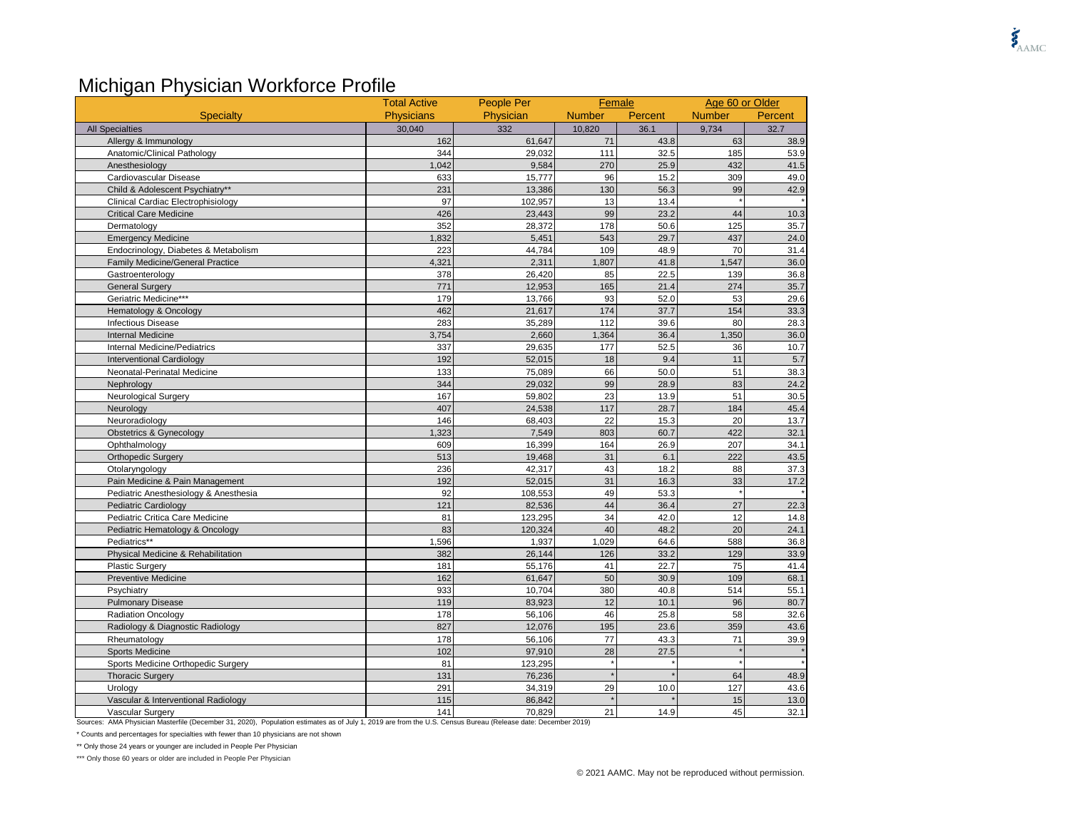# Michigan Physician Workforce Profile

| Specialty | Total Active Physicians | People Per Physician | Female | | Age 60 or Older | |
|---|---|---|---|---|---|---|
| | | | Number | Percent | Number | Percent |
| All Specialties | 30,040 | 332 | 10,820 | 36.1 | 9,734 | 32.7 |
| Allergy & Immunology | 162 | 61,647 | 71 | 43.8 | 63 | 38.9 |
| Anatomic/Clinical Pathology | 344 | 29,032 | 111 | 32.5 | 185 | 53.9 |
| Anesthesiology | 1,042 | 9,584 | 270 | 25.9 | 432 | 41.5 |
| Cardiovascular Disease | 633 | 15,777 | 96 | 15.2 | 309 | 49.0 |
| Child & Adolescent Psychiatry** | 231 | 13,386 | 130 | 56.3 | 99 | 42.9 |
| Clinical Cardiac Electrophisiology | 97 | 102,957 | 13 | 13.4 | * | * |
| Critical Care Medicine | 426 | 23,443 | 99 | 23.2 | 44 | 10.3 |
| Dermatology | 352 | 28,372 | 178 | 50.6 | 125 | 35.7 |
| Emergency Medicine | 1,832 | 5,451 | 543 | 29.7 | 437 | 24.0 |
| Endocrinology, Diabetes & Metabolism | 223 | 44,784 | 109 | 48.9 | 70 | 31.4 |
| Family Medicine/General Practice | 4,321 | 2,311 | 1,807 | 41.8 | 1,547 | 36.0 |
| Gastroenterology | 378 | 26,420 | 85 | 22.5 | 139 | 36.8 |
| General Surgery | 771 | 12,953 | 165 | 21.4 | 274 | 35.7 |
| Geriatric Medicine*** | 179 | 13,766 | 93 | 52.0 | 53 | 29.6 |
| Hematology & Oncology | 462 | 21,617 | 174 | 37.7 | 154 | 33.3 |
| Infectious Disease | 283 | 35,289 | 112 | 39.6 | 80 | 28.3 |
| Internal Medicine | 3,754 | 2,660 | 1,364 | 36.4 | 1,350 | 36.0 |
| Internal Medicine/Pediatrics | 337 | 29,635 | 177 | 52.5 | 36 | 10.7 |
| Interventional Cardiology | 192 | 52,015 | 18 | 9.4 | 11 | 5.7 |
| Neonatal-Perinatal Medicine | 133 | 75,089 | 66 | 50.0 | 51 | 38.3 |
| Nephrology | 344 | 29,032 | 99 | 28.9 | 83 | 24.2 |
| Neurological Surgery | 167 | 59,802 | 23 | 13.9 | 51 | 30.5 |
| Neurology | 407 | 24,538 | 117 | 28.7 | 184 | 45.4 |
| Neuroradiology | 146 | 68,403 | 22 | 15.3 | 20 | 13.7 |
| Obstetrics & Gynecology | 1,323 | 7,549 | 803 | 60.7 | 422 | 32.1 |
| Ophthalmology | 609 | 16,399 | 164 | 26.9 | 207 | 34.1 |
| Orthopedic Surgery | 513 | 19,468 | 31 | 6.1 | 222 | 43.5 |
| Otolaryngology | 236 | 42,317 | 43 | 18.2 | 88 | 37.3 |
| Pain Medicine & Pain Management | 192 | 52,015 | 31 | 16.3 | 33 | 17.2 |
| Pediatric Anesthesiology & Anesthesia | 92 | 108,553 | 49 | 53.3 | * | * |
| Pediatric Cardiology | 121 | 82,536 | 44 | 36.4 | 27 | 22.3 |
| Pediatric Critica Care Medicine | 81 | 123,295 | 34 | 42.0 | 12 | 14.8 |
| Pediatric Hematology & Oncology | 83 | 120,324 | 40 | 48.2 | 20 | 24.1 |
| Pediatrics** | 1,596 | 1,937 | 1,029 | 64.6 | 588 | 36.8 |
| Physical Medicine & Rehabilitation | 382 | 26,144 | 126 | 33.2 | 129 | 33.9 |
| Plastic Surgery | 181 | 55,176 | 41 | 22.7 | 75 | 41.4 |
| Preventive Medicine | 162 | 61,647 | 50 | 30.9 | 109 | 68.1 |
| Psychiatry | 933 | 10,704 | 380 | 40.8 | 514 | 55.1 |
| Pulmonary Disease | 119 | 83,923 | 12 | 10.1 | 96 | 80.7 |
| Radiation Oncology | 178 | 56,106 | 46 | 25.8 | 58 | 32.6 |
| Radiology & Diagnostic Radiology | 827 | 12,076 | 195 | 23.6 | 359 | 43.6 |
| Rheumatology | 178 | 56,106 | 77 | 43.3 | 71 | 39.9 |
| Sports Medicine | 102 | 97,910 | 28 | 27.5 | * | * |
| Sports Medicine Orthopedic Surgery | 81 | 123,295 | * | * | * | * |
| Thoracic Surgery | 131 | 76,236 | * | * | 64 | 48.9 |
| Urology | 291 | 34,319 | 29 | 10.0 | 127 | 43.6 |
| Vascular & Interventional Radiology | 115 | 86,842 | * | * | 15 | 13.0 |
| Vascular Surgery | 141 | 70,829 | 21 | 14.9 | 45 | 32.1 |

Sources: AMA Physician Masterfile (December 31, 2020), Population estimates as of July 1, 2019 are from the U.S. Census Bureau (Release date: December 2019)

* Counts and percentages for specialties with fewer than 10 physicians are not shown

** Only those 24 years or younger are included in People Per Physician

*** Only those 60 years or older are included in People Per Physician

© 2021 AAMC. May not be reproduced without permission.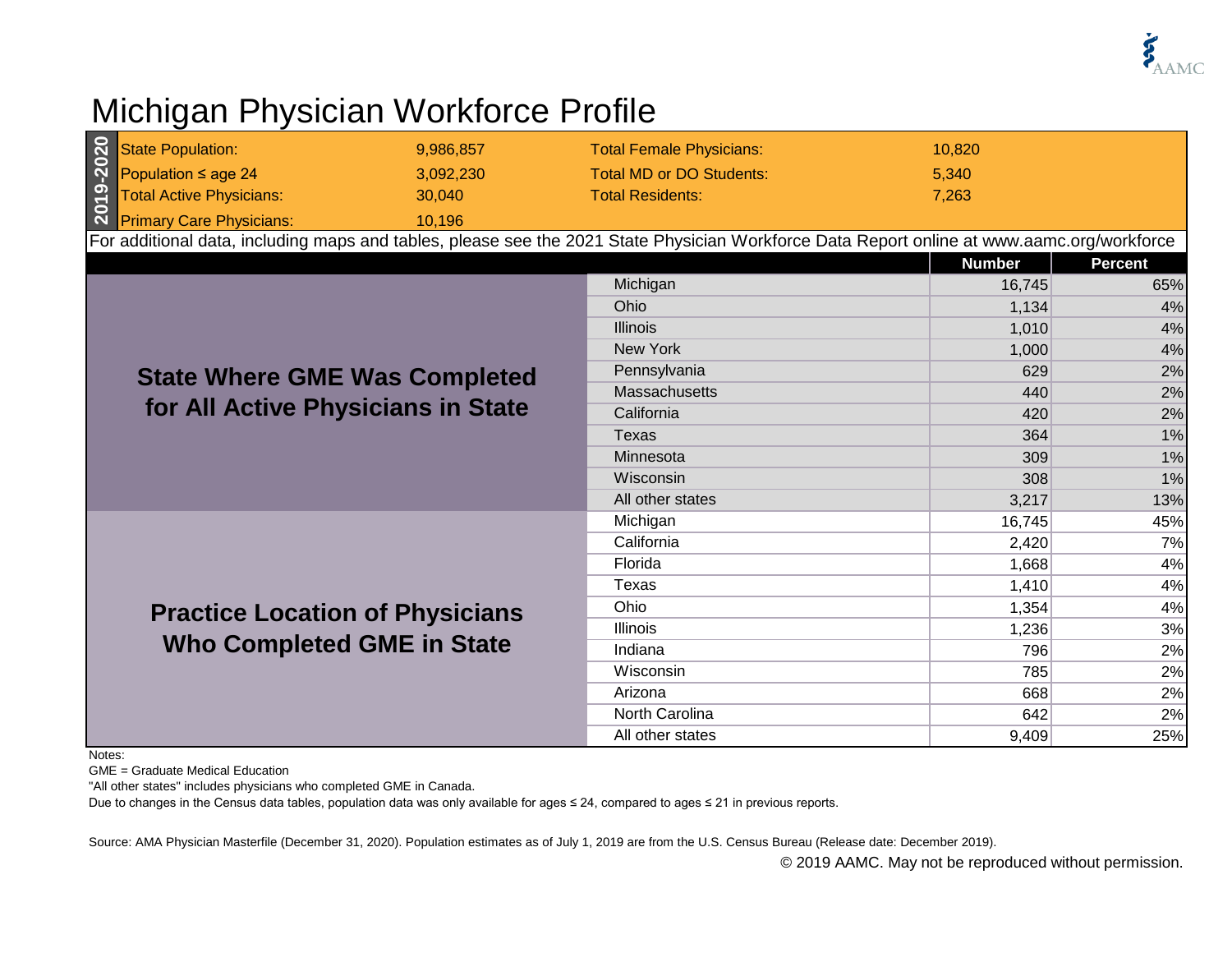# Michigan Physician Workforce Profile

**2019-2020**

| | | | |
|---|---|---|---|
| State Population: | 9,986,857 | Total Female Physicians: | 10,820 |
| Population ≤ age 24 | 3,092,230 | Total MD or DO Students: | 5,340 |
| Total Active Physicians: | 30,040 | Total Residents: | 7,263 |
| Primary Care Physicians: | 10,196 | | |

For additional data, including maps and tables, please see the 2021 State Physician Workforce Data Report online at www.aamc.org/workforce

| | | Number | Percent |
|---|---|---|---|
| **State Where GME Was Completed for All Active Physicians in State** | Michigan | 16,745 | 65% |
| | Ohio | 1,134 | 4% |
| | Illinois | 1,010 | 4% |
| | New York | 1,000 | 4% |
| | Pennsylvania | 629 | 2% |
| | Massachusetts | 440 | 2% |
| | California | 420 | 2% |
| | Texas | 364 | 1% |
| | Minnesota | 309 | 1% |
| | Wisconsin | 308 | 1% |
| | All other states | 3,217 | 13% |
| **Practice Location of Physicians Who Completed GME in State** | Michigan | 16,745 | 45% |
| | California | 2,420 | 7% |
| | Florida | 1,668 | 4% |
| | Texas | 1,410 | 4% |
| | Ohio | 1,354 | 4% |
| | Illinois | 1,236 | 3% |
| | Indiana | 796 | 2% |
| | Wisconsin | 785 | 2% |
| | Arizona | 668 | 2% |
| | North Carolina | 642 | 2% |
| | All other states | 9,409 | 25% |

Notes:

GME = Graduate Medical Education

"All other states" includes physicians who completed GME in Canada.

Due to changes in the Census data tables, population data was only available for ages ≤ 24, compared to ages ≤ 21 in previous reports.

Source: AMA Physician Masterfile (December 31, 2020). Population estimates as of July 1, 2019 are from the U.S. Census Bureau (Release date: December 2019).

© 2019 AAMC. May not be reproduced without permission.